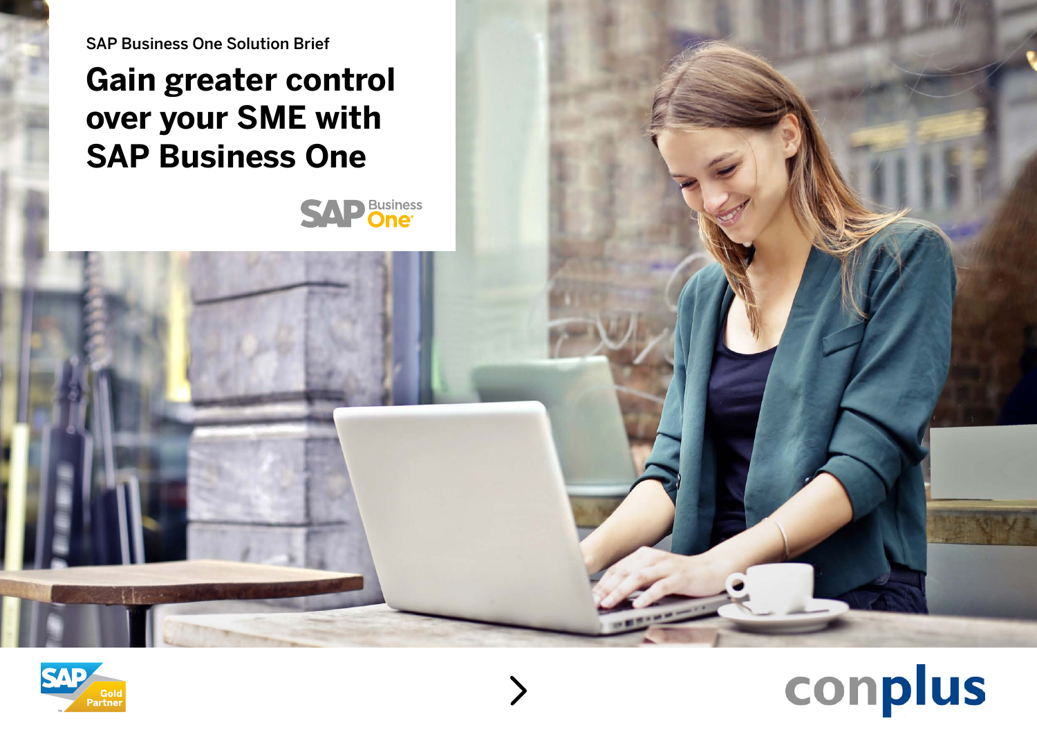SAP Business One Solution Brief

# Gain greater control over your SME with SAP Business One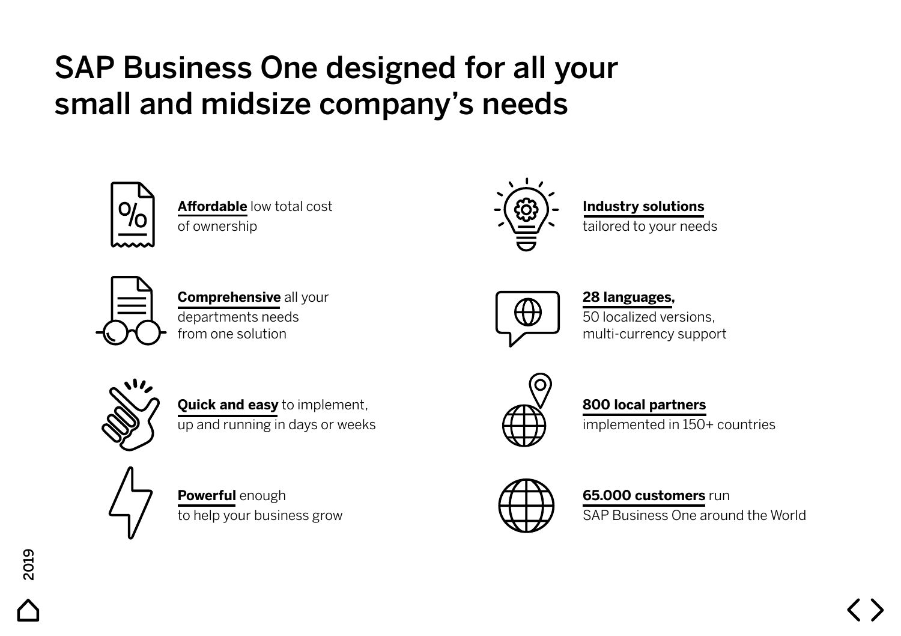# SAP Business One designed for all your small and midsize company's needs

**Affordable** low total cost of ownership

**Comprehensive** all your departments needs from one solution

**Quick and easy** to implement, up and running in days or weeks

**Powerful** enough to help your business grow

**Industry solutions** tailored to your needs

**28 languages,** 50 localized versions, multi-currency support

**800 local partners** implemented in 150+ countries

**65.000 customers** run SAP Business One around the World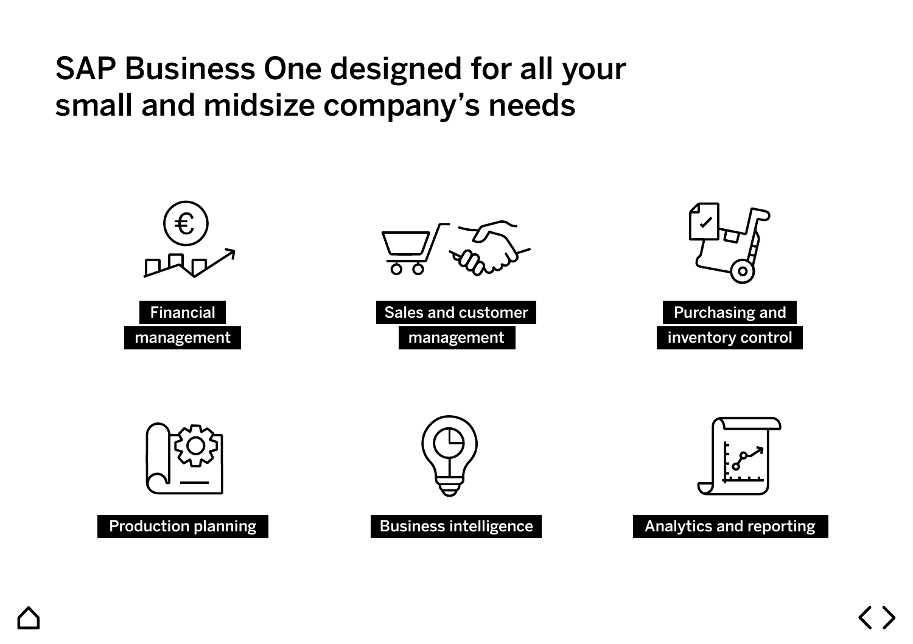# SAP Business One designed for all your small and midsize company’s needs

- Financial management
- Sales and customer management
- Purchasing and inventory control
- Production planning
- Business intelligence
- Analytics and reporting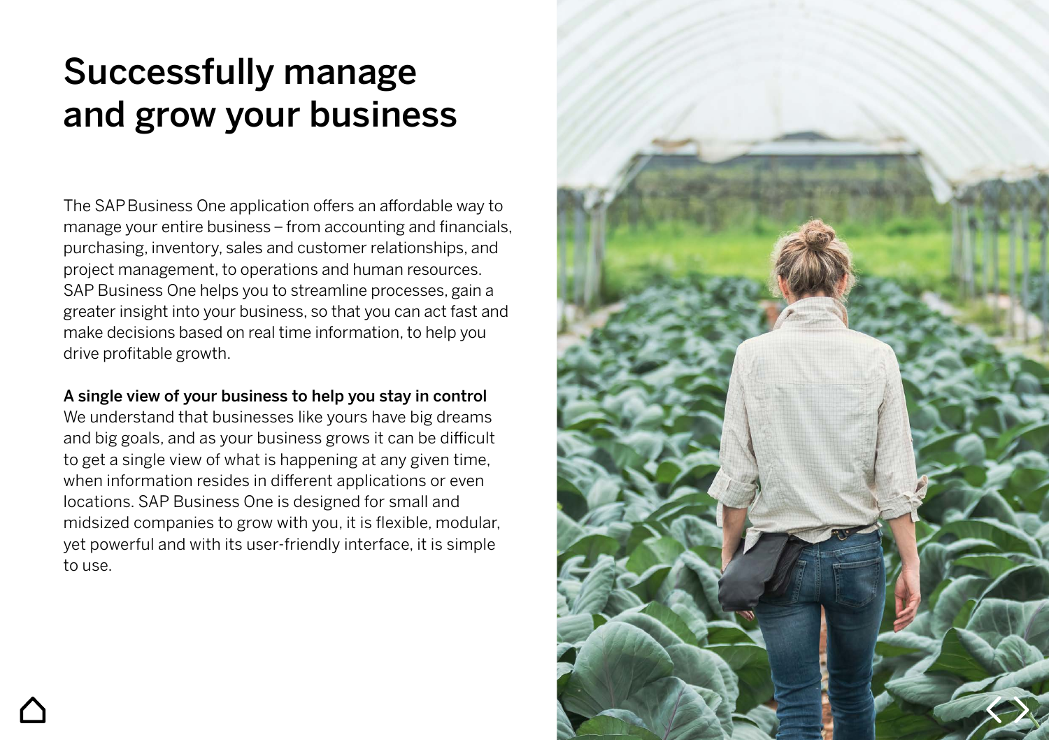# Successfully manage and grow your business

The SAP Business One application offers an affordable way to manage your entire business – from accounting and financials, purchasing, inventory, sales and customer relationships, and project management, to operations and human resources. SAP Business One helps you to streamline processes, gain a greater insight into your business, so that you can act fast and make decisions based on real time information, to help you drive profitable growth.

**A single view of your business to help you stay in control**
We understand that businesses like yours have big dreams and big goals, and as your business grows it can be difficult to get a single view of what is happening at any given time, when information resides in different applications or even locations. SAP Business One is designed for small and midsized companies to grow with you, it is flexible, modular, yet powerful and with its user-friendly interface, it is simple to use.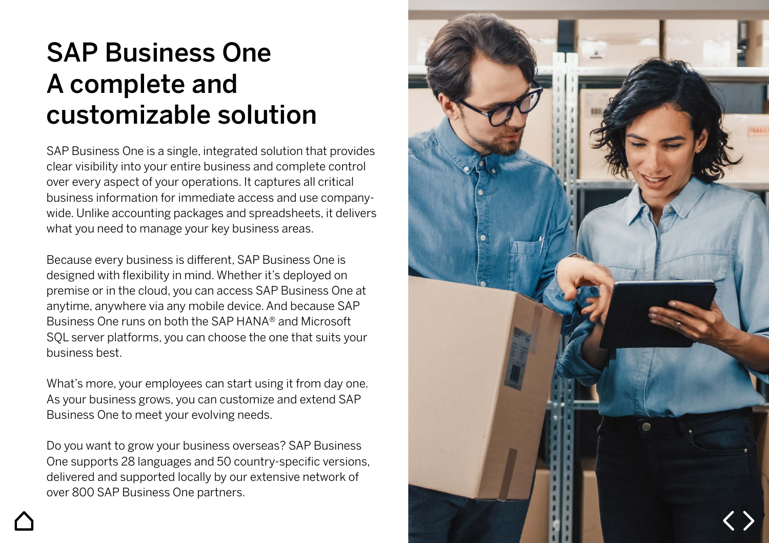# SAP Business One
# A complete and customizable solution

SAP Business One is a single, integrated solution that provides clear visibility into your entire business and complete control over every aspect of your operations. It captures all critical business information for immediate access and use company-wide. Unlike accounting packages and spreadsheets, it delivers what you need to manage your key business areas.

Because every business is different, SAP Business One is designed with flexibility in mind. Whether it's deployed on premise or in the cloud, you can access SAP Business One at anytime, anywhere via any mobile device. And because SAP Business One runs on both the SAP HANA® and Microsoft SQL server platforms, you can choose the one that suits your business best.

What's more, your employees can start using it from day one. As your business grows, you can customize and extend SAP Business One to meet your evolving needs.

Do you want to grow your business overseas? SAP Business One supports 28 languages and 50 country-specific versions, delivered and supported locally by our extensive network of over 800 SAP Business One partners.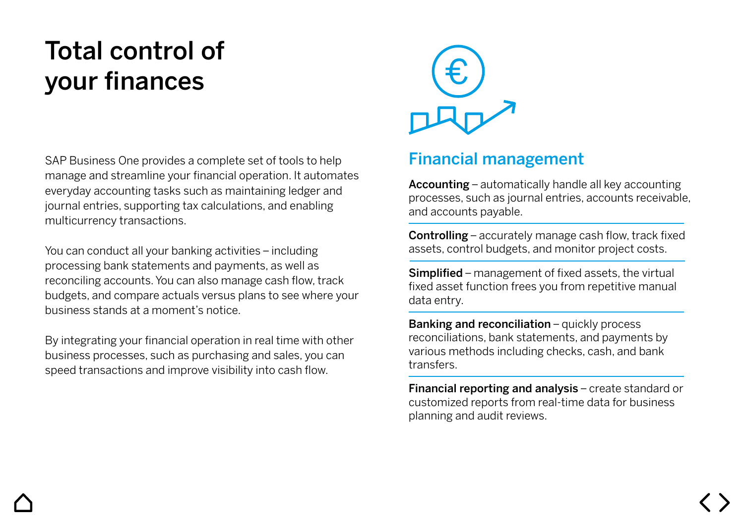# Total control of your finances

SAP Business One provides a complete set of tools to help manage and streamline your financial operation. It automates everyday accounting tasks such as maintaining ledger and journal entries, supporting tax calculations, and enabling multicurrency transactions.

You can conduct all your banking activities – including processing bank statements and payments, as well as reconciling accounts. You can also manage cash flow, track budgets, and compare actuals versus plans to see where your business stands at a moment's notice.

By integrating your financial operation in real time with other business processes, such as purchasing and sales, you can speed transactions and improve visibility into cash flow.

## Financial management

**Accounting** – automatically handle all key accounting processes, such as journal entries, accounts receivable, and accounts payable.

**Controlling** – accurately manage cash flow, track fixed assets, control budgets, and monitor project costs.

**Simplified** – management of fixed assets, the virtual fixed asset function frees you from repetitive manual data entry.

**Banking and reconciliation** – quickly process reconciliations, bank statements, and payments by various methods including checks, cash, and bank transfers.

**Financial reporting and analysis** – create standard or customized reports from real-time data for business planning and audit reviews.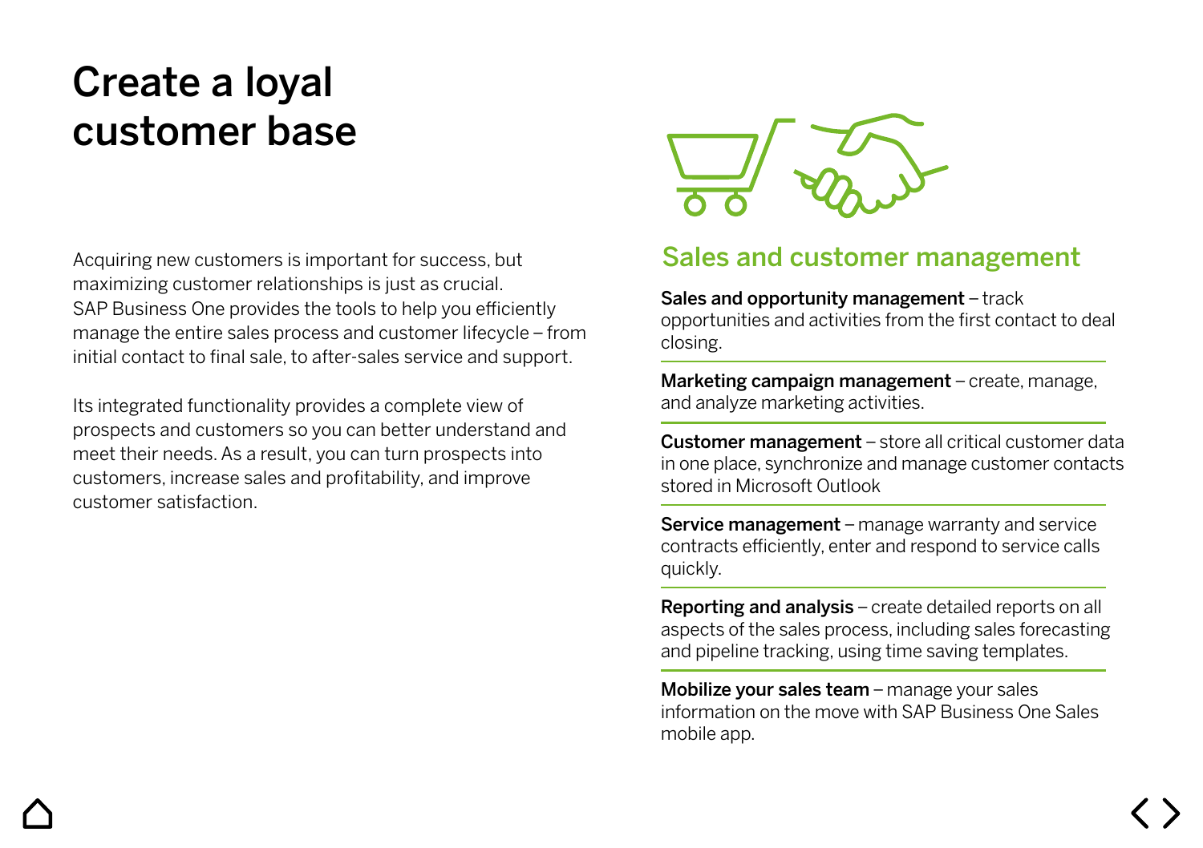# Create a loyal customer base

Acquiring new customers is important for success, but maximizing customer relationships is just as crucial. SAP Business One provides the tools to help you efficiently manage the entire sales process and customer lifecycle – from initial contact to final sale, to after-sales service and support.

Its integrated functionality provides a complete view of prospects and customers so you can better understand and meet their needs. As a result, you can turn prospects into customers, increase sales and profitability, and improve customer satisfaction.

## Sales and customer management

**Sales and opportunity management** – track opportunities and activities from the first contact to deal closing.

**Marketing campaign management** – create, manage, and analyze marketing activities.

**Customer management** – store all critical customer data in one place, synchronize and manage customer contacts stored in Microsoft Outlook

**Service management** – manage warranty and service contracts efficiently, enter and respond to service calls quickly.

**Reporting and analysis** – create detailed reports on all aspects of the sales process, including sales forecasting and pipeline tracking, using time saving templates.

**Mobilize your sales team** – manage your sales information on the move with SAP Business One Sales mobile app.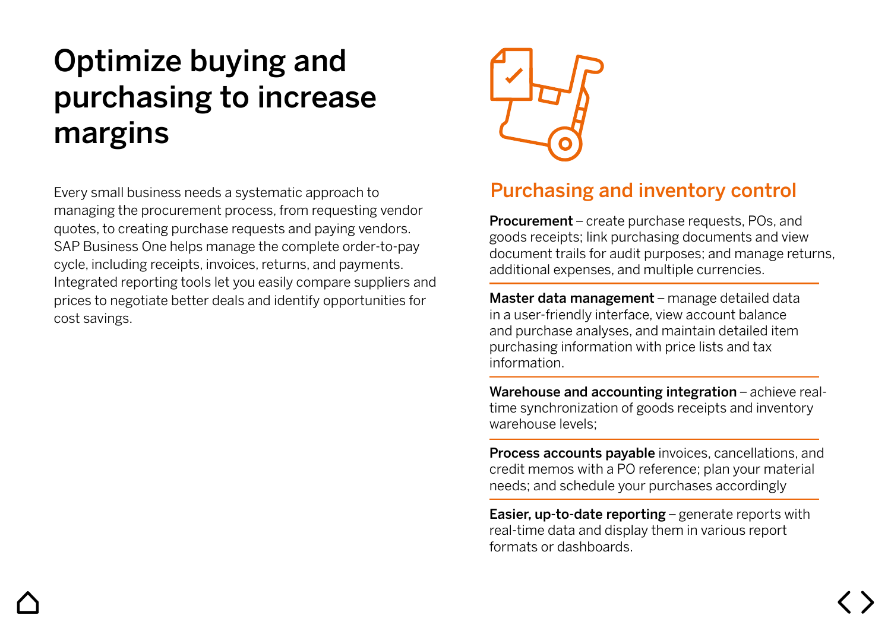# Optimize buying and purchasing to increase margins

Every small business needs a systematic approach to managing the procurement process, from requesting vendor quotes, to creating purchase requests and paying vendors. SAP Business One helps manage the complete order-to-pay cycle, including receipts, invoices, returns, and payments. Integrated reporting tools let you easily compare suppliers and prices to negotiate better deals and identify opportunities for cost savings.

## Purchasing and inventory control

**Procurement** – create purchase requests, POs, and goods receipts; link purchasing documents and view document trails for audit purposes; and manage returns, additional expenses, and multiple currencies.

**Master data management** – manage detailed data in a user-friendly interface, view account balance and purchase analyses, and maintain detailed item purchasing information with price lists and tax information.

**Warehouse and accounting integration** – achieve real-time synchronization of goods receipts and inventory warehouse levels;

**Process accounts payable** invoices, cancellations, and credit memos with a PO reference; plan your material needs; and schedule your purchases accordingly

**Easier, up-to-date reporting** – generate reports with real-time data and display them in various report formats or dashboards.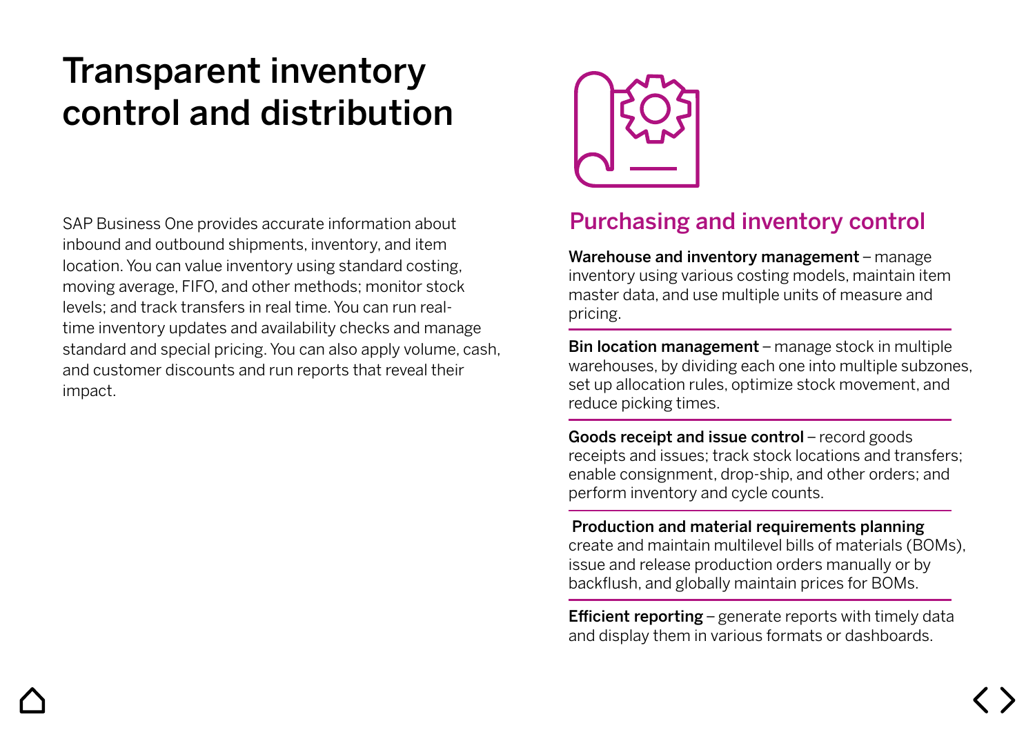# Transparent inventory control and distribution

SAP Business One provides accurate information about inbound and outbound shipments, inventory, and item location. You can value inventory using standard costing, moving average, FIFO, and other methods; monitor stock levels; and track transfers in real time. You can run real-time inventory updates and availability checks and manage standard and special pricing. You can also apply volume, cash, and customer discounts and run reports that reveal their impact.

## Purchasing and inventory control

**Warehouse and inventory management** – manage inventory using various costing models, maintain item master data, and use multiple units of measure and pricing.

**Bin location management** – manage stock in multiple warehouses, by dividing each one into multiple subzones, set up allocation rules, optimize stock movement, and reduce picking times.

**Goods receipt and issue control** – record goods receipts and issues; track stock locations and transfers; enable consignment, drop-ship, and other orders; and perform inventory and cycle counts.

**Production and material requirements planning** create and maintain multilevel bills of materials (BOMs), issue and release production orders manually or by backflush, and globally maintain prices for BOMs.

**Efficient reporting** – generate reports with timely data and display them in various formats or dashboards.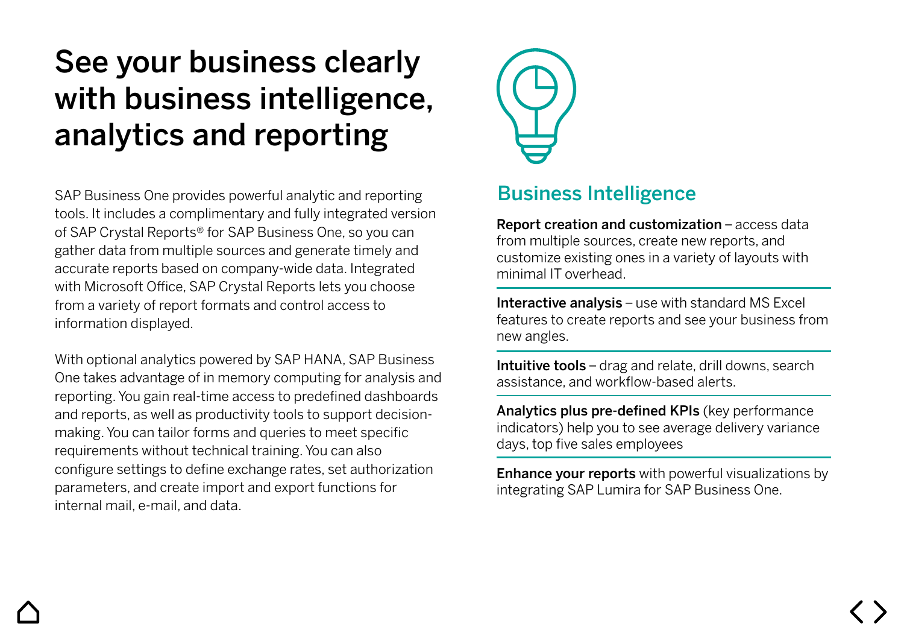# See your business clearly with business intelligence, analytics and reporting

SAP Business One provides powerful analytic and reporting tools. It includes a complimentary and fully integrated version of SAP Crystal Reports® for SAP Business One, so you can gather data from multiple sources and generate timely and accurate reports based on company-wide data. Integrated with Microsoft Office, SAP Crystal Reports lets you choose from a variety of report formats and control access to information displayed.

With optional analytics powered by SAP HANA, SAP Business One takes advantage of in memory computing for analysis and reporting. You gain real-time access to predefined dashboards and reports, as well as productivity tools to support decision-making. You can tailor forms and queries to meet specific requirements without technical training. You can also configure settings to define exchange rates, set authorization parameters, and create import and export functions for internal mail, e-mail, and data.

## Business Intelligence

**Report creation and customization** – access data from multiple sources, create new reports, and customize existing ones in a variety of layouts with minimal IT overhead.

**Interactive analysis** – use with standard MS Excel features to create reports and see your business from new angles.

**Intuitive tools** – drag and relate, drill downs, search assistance, and workflow-based alerts.

**Analytics plus pre-defined KPIs** (key performance indicators) help you to see average delivery variance days, top five sales employees

**Enhance your reports** with powerful visualizations by integrating SAP Lumira for SAP Business One.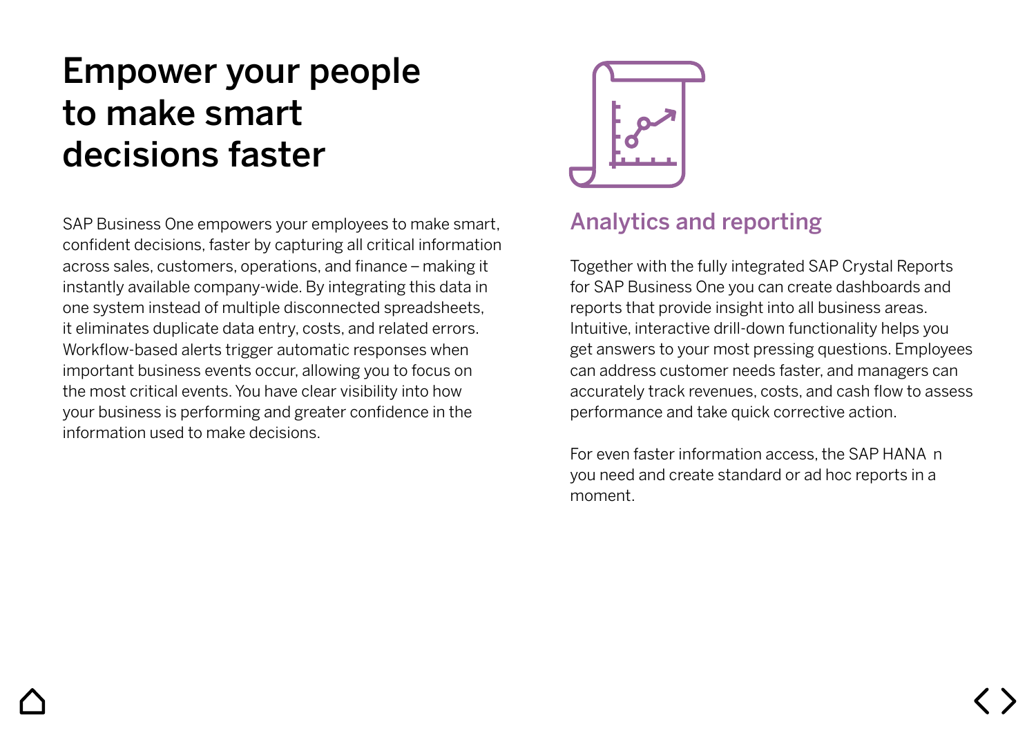# Empower your people to make smart decisions faster

SAP Business One empowers your employees to make smart, confident decisions, faster by capturing all critical information across sales, customers, operations, and finance – making it instantly available company-wide. By integrating this data in one system instead of multiple disconnected spreadsheets, it eliminates duplicate data entry, costs, and related errors. Workflow-based alerts trigger automatic responses when important business events occur, allowing you to focus on the most critical events. You have clear visibility into how your business is performing and greater confidence in the information used to make decisions.

## Analytics and reporting

Together with the fully integrated SAP Crystal Reports for SAP Business One you can create dashboards and reports that provide insight into all business areas. Intuitive, interactive drill-down functionality helps you get answers to your most pressing questions. Employees can address customer needs faster, and managers can accurately track revenues, costs, and cash flow to assess performance and take quick corrective action.

For even faster information access, the SAP HANA n you need and create standard or ad hoc reports in a moment.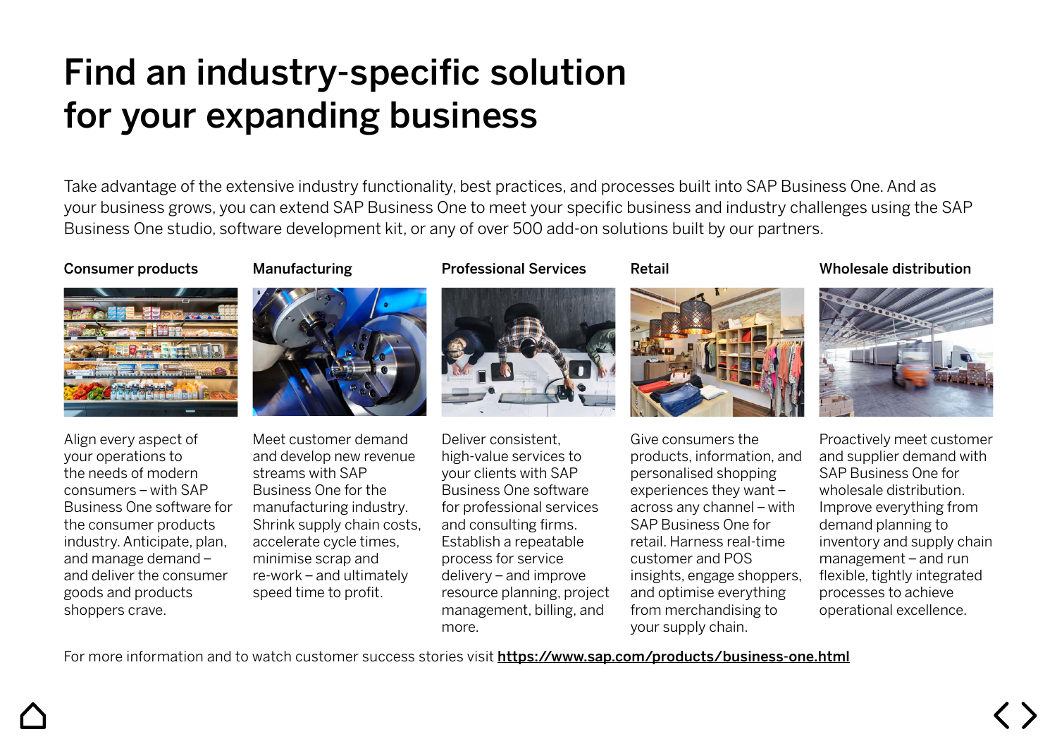# Find an industry-specific solution for your expanding business

Take advantage of the extensive industry functionality, best practices, and processes built into SAP Business One. And as your business grows, you can extend SAP Business One to meet your specific business and industry challenges using the SAP Business One studio, software development kit, or any of over 500 add-on solutions built by our partners.

### Consumer products

Align every aspect of your operations to the needs of modern consumers – with SAP Business One software for the consumer products industry. Anticipate, plan, and manage demand – and deliver the consumer goods and products shoppers crave.

### Manufacturing

Meet customer demand and develop new revenue streams with SAP Business One for the manufacturing industry. Shrink supply chain costs, accelerate cycle times, minimise scrap and re-work – and ultimately speed time to profit.

### Professional Services

Deliver consistent, high-value services to your clients with SAP Business One software for professional services and consulting firms. Establish a repeatable process for service delivery – and improve resource planning, project management, billing, and more.

### Retail

Give consumers the products, information, and personalised shopping experiences they want – across any channel – with SAP Business One for retail. Harness real-time customer and POS insights, engage shoppers, and optimise everything from merchandising to your supply chain.

### Wholesale distribution

Proactively meet customer and supplier demand with SAP Business One for wholesale distribution. Improve everything from demand planning to inventory and supply chain management – and run flexible, tightly integrated processes to achieve operational excellence.

For more information and to watch customer success stories visit **https://www.sap.com/products/business-one.html**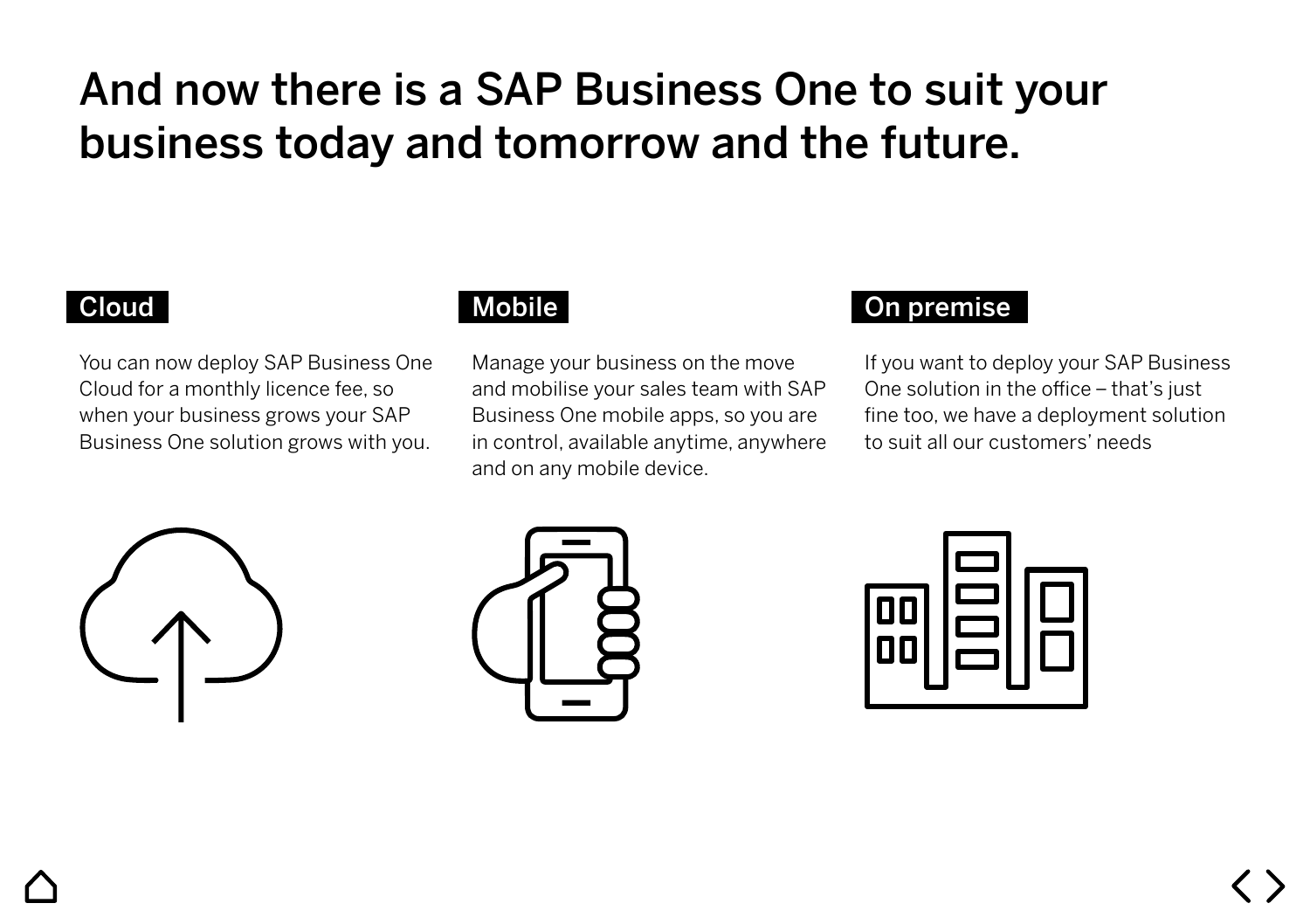# And now there is a SAP Business One to suit your business today and tomorrow and the future.

## Cloud

You can now deploy SAP Business One Cloud for a monthly licence fee, so when your business grows your SAP Business One solution grows with you.

## Mobile

Manage your business on the move and mobilise your sales team with SAP Business One mobile apps, so you are in control, available anytime, anywhere and on any mobile device.

## On premise

If you want to deploy your SAP Business One solution in the office – that's just fine too, we have a deployment solution to suit all our customers' needs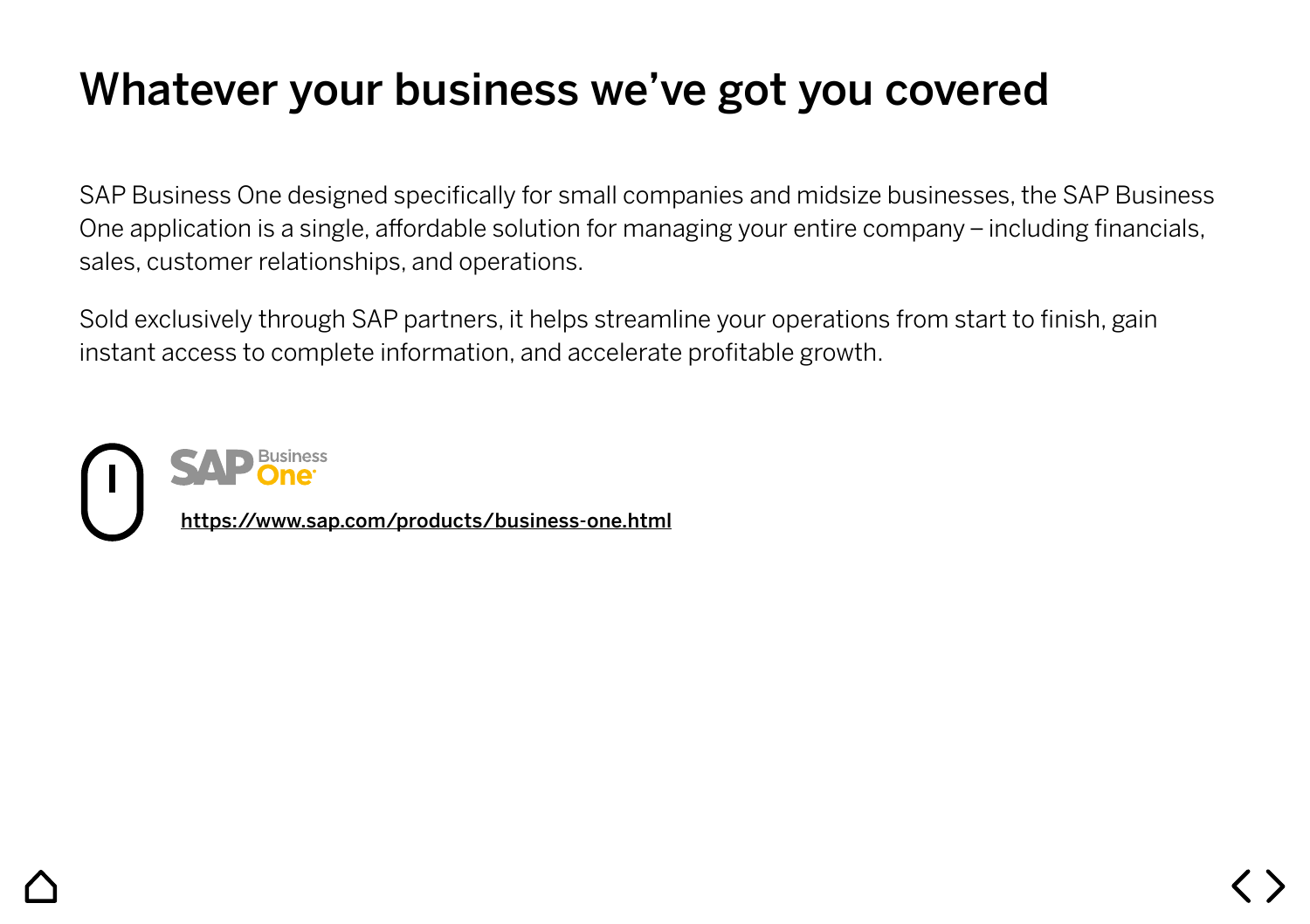# Whatever your business we've got you covered

SAP Business One designed specifically for small companies and midsize businesses, the SAP Business One application is a single, affordable solution for managing your entire company – including financials, sales, customer relationships, and operations.

Sold exclusively through SAP partners, it helps streamline your operations from start to finish, gain instant access to complete information, and accelerate profitable growth.

SAP Business One

https://www.sap.com/products/business-one.html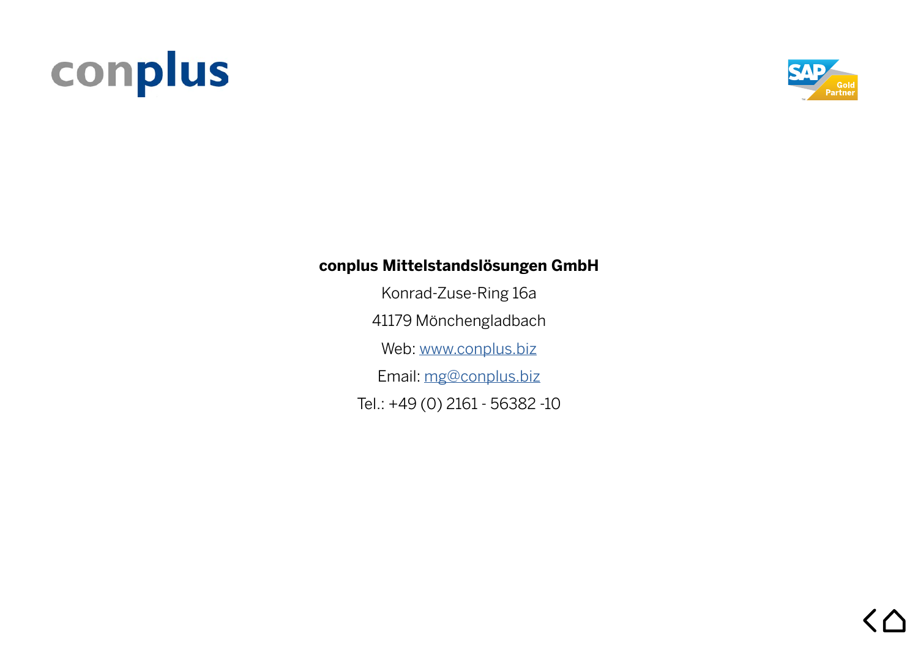conplus

**conplus Mittelstandslösungen GmbH**

Konrad-Zuse-Ring 16a

41179 Mönchengladbach

Web: www.conplus.biz

Email: mg@conplus.biz

Tel.: +49 (0) 2161 - 56382 -10